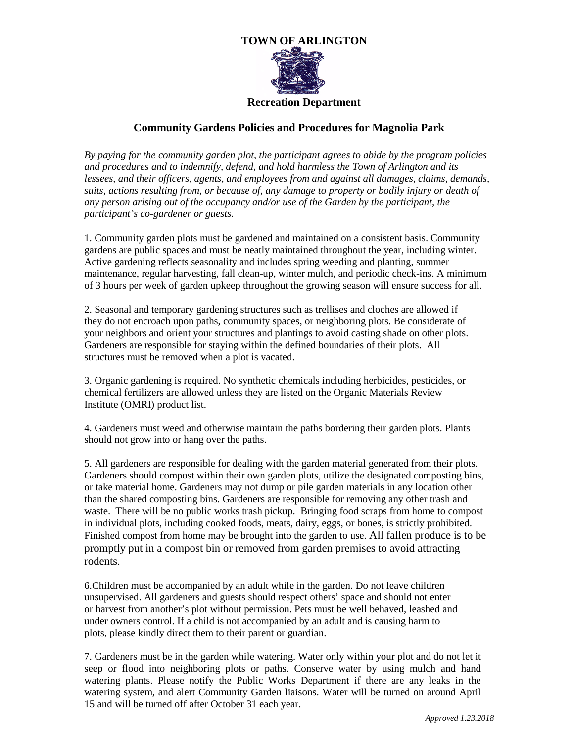**TOWN OF ARLINGTON**

**Recreation Department**

## Community Gardens Policies and Procedures for Magnolia Park

*By paying for the community garden plot, the participant agrees to abide by the program policies and procedures and to indemnify, defend, and hold harmless the Town of Arlington and its lessees, and their officers, agents, and employees from and against all damages, claims, demands, suits, actions resulting from, or because of, any damage to property or bodily injury or death of any person arising out of the occupancy and/or use of the Garden by the participant, the participant's co-gardener or guests.*

1. Community garden plots must be gardened and maintained on a consistent basis. Community gardens are public spaces and must be neatly maintained throughout the year, including winter. Active gardening reflects seasonality and includes spring weeding and planting, summer maintenance, regular harvesting, fall clean-up, winter mulch, and periodic check-ins. A minimum of 3 hours per week of garden upkeep throughout the growing season will ensure success for all.

2. Seasonal and temporary gardening structures such as trellises and cloches are allowed if they do not encroach upon paths, community spaces, or neighboring plots. Be considerate of your neighbors and orient your structures and plantings to avoid casting shade on other plots. Gardeners are responsible for staying within the defined boundaries of their plots. All structures must be removed when a plot is vacated.

3. Organic gardening is required. No synthetic chemicals including herbicides, pesticides, or chemical fertilizers are allowed unless they are listed on the Organic Materials Review Institute (OMRI) product list.

4. Gardeners must weed and otherwise maintain the paths bordering their garden plots. Plants should not grow into or hang over the paths.

5. All gardeners are responsible for dealing with the garden material generated from their plots. Gardeners should compost within their own garden plots, utilize the designated composting bins, or take material home. Gardeners may not dump or pile garden materials in any location other than the shared composting bins. Gardeners are responsible for removing any other trash and waste. There will be no public works trash pickup. Bringing food scraps from home to compost in individual plots, including cooked foods, meats, dairy, eggs, or bones, is strictly prohibited. Finished compost from home may be brought into the garden to use. All fallen produce is to be promptly put in a compost bin or removed from garden premises to avoid attracting rodents.

6. Children must be accompanied by an adult while in the garden. Do not leave children unsupervised. All gardeners and guests should respect others' space and should not enter or harvest from another's plot without permission. Pets must be well behaved, leashed and under owners control. If a child is not accompanied by an adult and is causing harm to plots, please kindly direct them to their parent or guardian.

7. Gardeners must be in the garden while watering. Water only within your plot and do not let it seep or flood into neighboring plots or paths. Conserve water by using mulch and hand watering plants. Please notify the Public Works Department if there are any leaks in the watering system, and alert Community Garden liaisons. Water will be turned on around April 15 and will be turned off after October 31 each year.

*Approved 1.23.2018*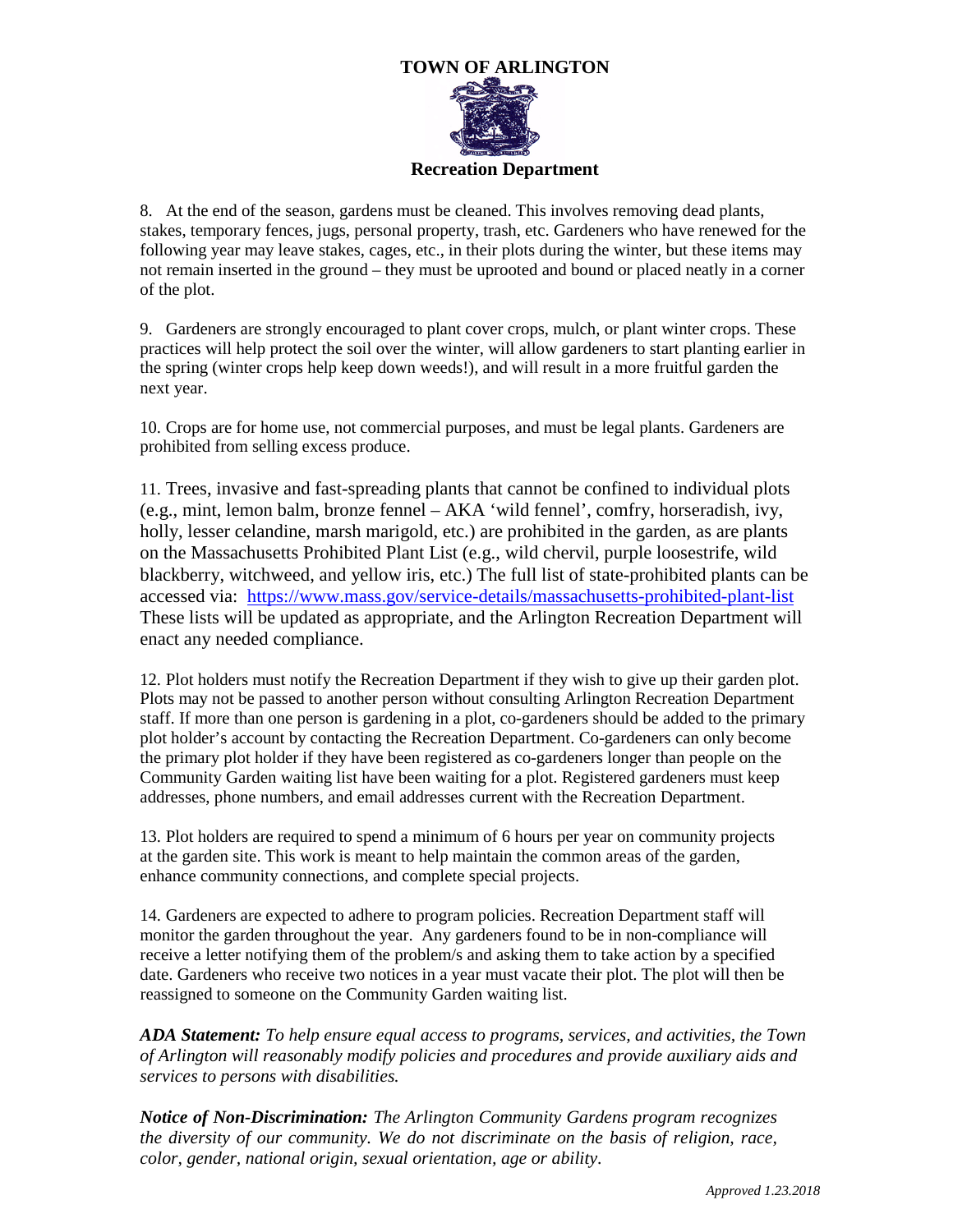**TOWN OF ARLINGTON**

**Recreation Department**

8. At the end of the season, gardens must be cleaned. This involves removing dead plants, stakes, temporary fences, jugs, personal property, trash, etc. Gardeners who have renewed for the following year may leave stakes, cages, etc., in their plots during the winter, but these items may not remain inserted in the ground – they must be uprooted and bound or placed neatly in a corner of the plot.

9. Gardeners are strongly encouraged to plant cover crops, mulch, or plant winter crops. These practices will help protect the soil over the winter, will allow gardeners to start planting earlier in the spring (winter crops help keep down weeds!), and will result in a more fruitful garden the next year.

10. Crops are for home use, not commercial purposes, and must be legal plants. Gardeners are prohibited from selling excess produce.

11. Trees, invasive and fast-spreading plants that cannot be confined to individual plots (e.g., mint, lemon balm, bronze fennel – AKA 'wild fennel', comfry, horseradish, ivy, holly, lesser celandine, marsh marigold, etc.) are prohibited in the garden, as are plants on the Massachusetts Prohibited Plant List (e.g., wild chervil, purple loosestrife, wild blackberry, witchweed, and yellow iris, etc.) The full list of state-prohibited plants can be accessed via: https://www.mass.gov/service-details/massachusetts-prohibited-plant-list These lists will be updated as appropriate, and the Arlington Recreation Department will enact any needed compliance.

12. Plot holders must notify the Recreation Department if they wish to give up their garden plot. Plots may not be passed to another person without consulting Arlington Recreation Department staff. If more than one person is gardening in a plot, co-gardeners should be added to the primary plot holder's account by contacting the Recreation Department. Co-gardeners can only become the primary plot holder if they have been registered as co-gardeners longer than people on the Community Garden waiting list have been waiting for a plot. Registered gardeners must keep addresses, phone numbers, and email addresses current with the Recreation Department.

13. Plot holders are required to spend a minimum of 6 hours per year on community projects at the garden site. This work is meant to help maintain the common areas of the garden, enhance community connections, and complete special projects.

14. Gardeners are expected to adhere to program policies. Recreation Department staff will monitor the garden throughout the year. Any gardeners found to be in non-compliance will receive a letter notifying them of the problem/s and asking them to take action by a specified date. Gardeners who receive two notices in a year must vacate their plot. The plot will then be reassigned to someone on the Community Garden waiting list.

***ADA Statement:*** *To help ensure equal access to programs, services, and activities, the Town of Arlington will reasonably modify policies and procedures and provide auxiliary aids and services to persons with disabilities.*

***Notice of Non-Discrimination:*** *The Arlington Community Gardens program recognizes the diversity of our community. We do not discriminate on the basis of religion, race, color, gender, national origin, sexual orientation, age or ability.*

*Approved 1.23.2018*